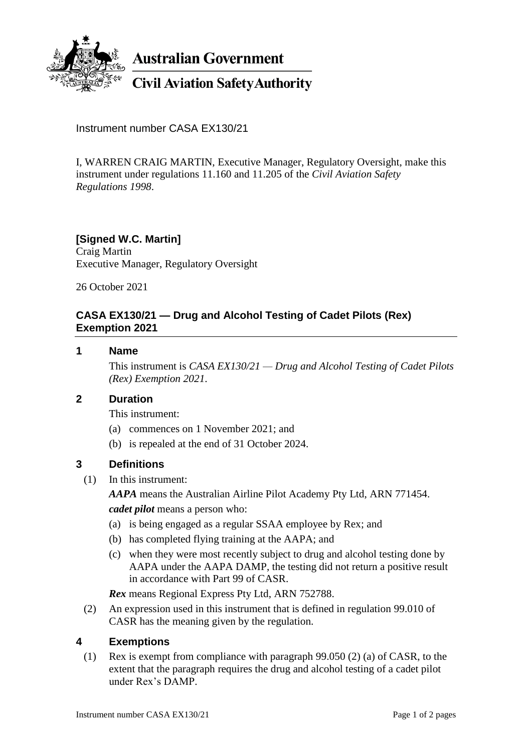Australian Government

Civil Aviation Safety Authority

Instrument number CASA EX130/21

I, WARREN CRAIG MARTIN, Executive Manager, Regulatory Oversight, make this instrument under regulations 11.160 and 11.205 of the *Civil Aviation Safety Regulations 1998*.

**[Signed W.C. Martin]**
Craig Martin
Executive Manager, Regulatory Oversight

26 October 2021

## CASA EX130/21 — Drug and Alcohol Testing of Cadet Pilots (Rex) Exemption 2021

### 1 Name

This instrument is *CASA EX130/21 — Drug and Alcohol Testing of Cadet Pilots (Rex) Exemption 2021*.

### 2 Duration

This instrument:

(a) commences on 1 November 2021; and

(b) is repealed at the end of 31 October 2024.

### 3 Definitions

(1) In this instrument:

***AAPA*** means the Australian Airline Pilot Academy Pty Ltd, ARN 771454.

***cadet pilot*** means a person who:

(a) is being engaged as a regular SSAA employee by Rex; and

(b) has completed flying training at the AAPA; and

(c) when they were most recently subject to drug and alcohol testing done by AAPA under the AAPA DAMP, the testing did not return a positive result in accordance with Part 99 of CASR.

***Rex*** means Regional Express Pty Ltd, ARN 752788.

(2) An expression used in this instrument that is defined in regulation 99.010 of CASR has the meaning given by the regulation.

### 4 Exemptions

(1) Rex is exempt from compliance with paragraph 99.050 (2) (a) of CASR, to the extent that the paragraph requires the drug and alcohol testing of a cadet pilot under Rex's DAMP.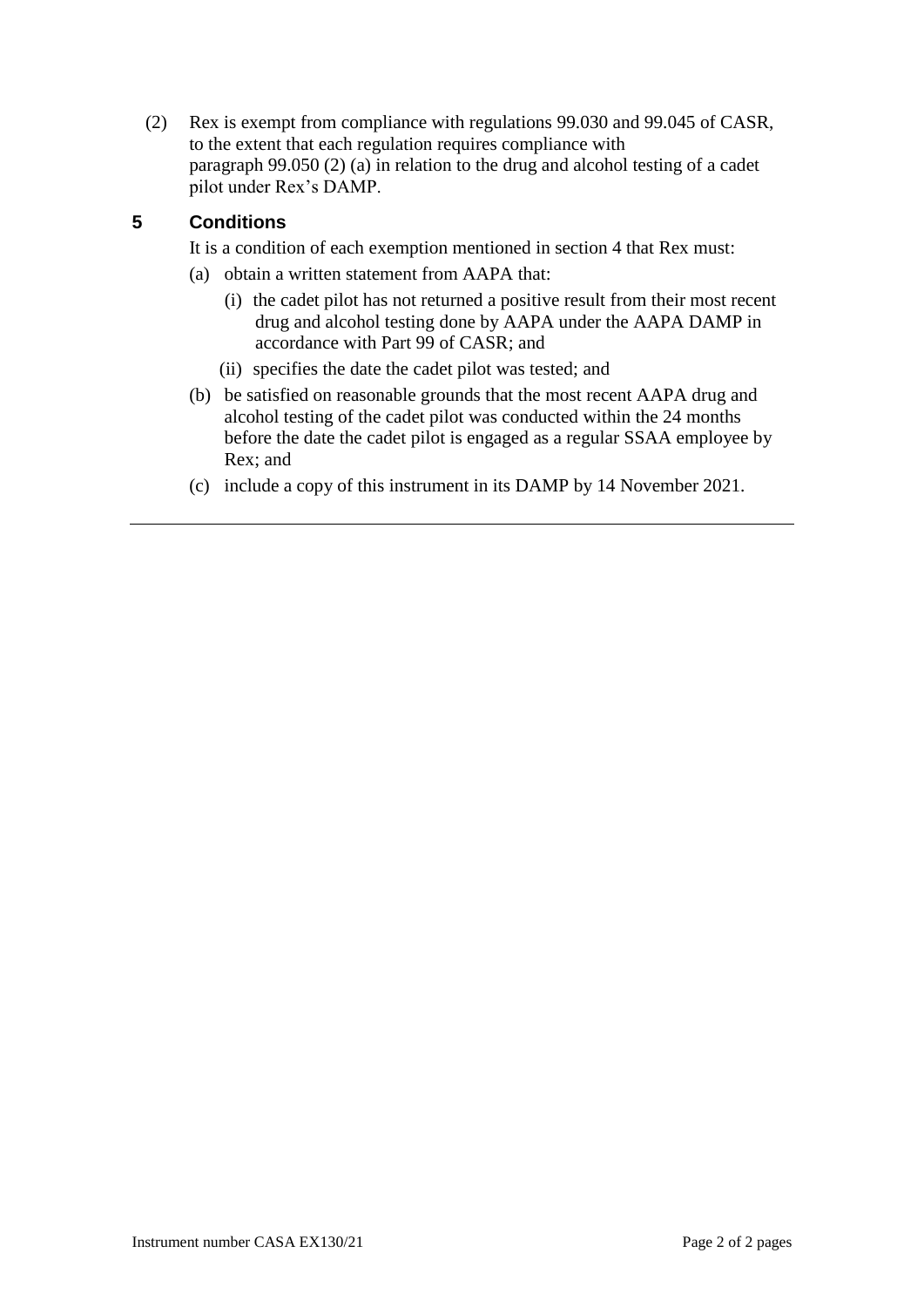(2) Rex is exempt from compliance with regulations 99.030 and 99.045 of CASR, to the extent that each regulation requires compliance with paragraph 99.050 (2) (a) in relation to the drug and alcohol testing of a cadet pilot under Rex's DAMP.

## 5 Conditions

It is a condition of each exemption mentioned in section 4 that Rex must:

(a) obtain a written statement from AAPA that:

(i) the cadet pilot has not returned a positive result from their most recent drug and alcohol testing done by AAPA under the AAPA DAMP in accordance with Part 99 of CASR; and

(ii) specifies the date the cadet pilot was tested; and

(b) be satisfied on reasonable grounds that the most recent AAPA drug and alcohol testing of the cadet pilot was conducted within the 24 months before the date the cadet pilot is engaged as a regular SSAA employee by Rex; and

(c) include a copy of this instrument in its DAMP by 14 November 2021.

---